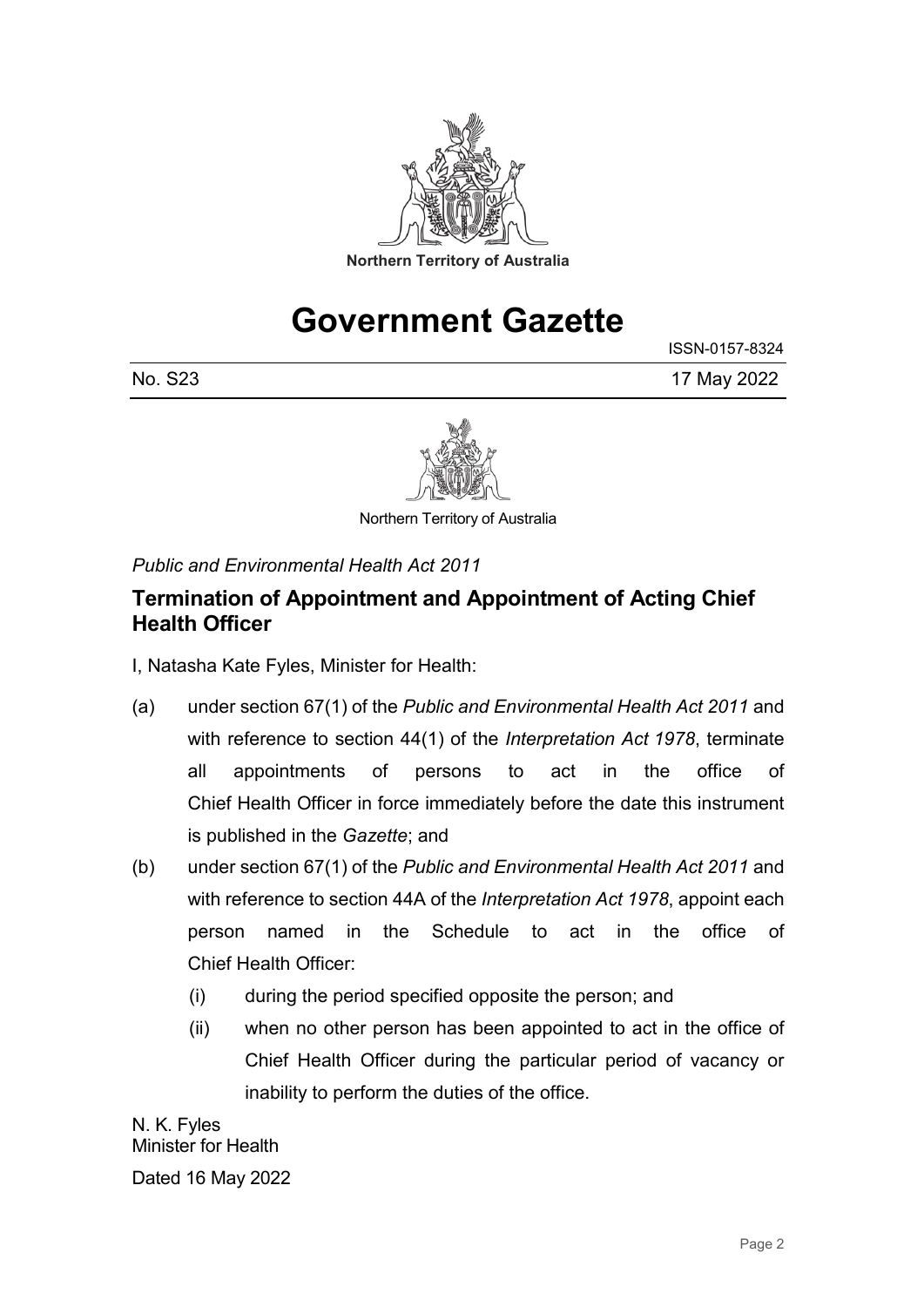Northern Territory of Australia

# Government Gazette

ISSN-0157-8324

No. S23 17 May 2022

Northern Territory of Australia

*Public and Environmental Health Act 2011*

## Termination of Appointment and Appointment of Acting Chief Health Officer

I, Natasha Kate Fyles, Minister for Health:

(a) under section 67(1) of the *Public and Environmental Health Act 2011* and with reference to section 44(1) of the *Interpretation Act 1978*, terminate all appointments of persons to act in the office of Chief Health Officer in force immediately before the date this instrument is published in the *Gazette*; and

(b) under section 67(1) of the *Public and Environmental Health Act 2011* and with reference to section 44A of the *Interpretation Act 1978*, appoint each person named in the Schedule to act in the office of Chief Health Officer:

  (i) during the period specified opposite the person; and

  (ii) when no other person has been appointed to act in the office of Chief Health Officer during the particular period of vacancy or inability to perform the duties of the office.

N. K. Fyles
Minister for Health

Dated 16 May 2022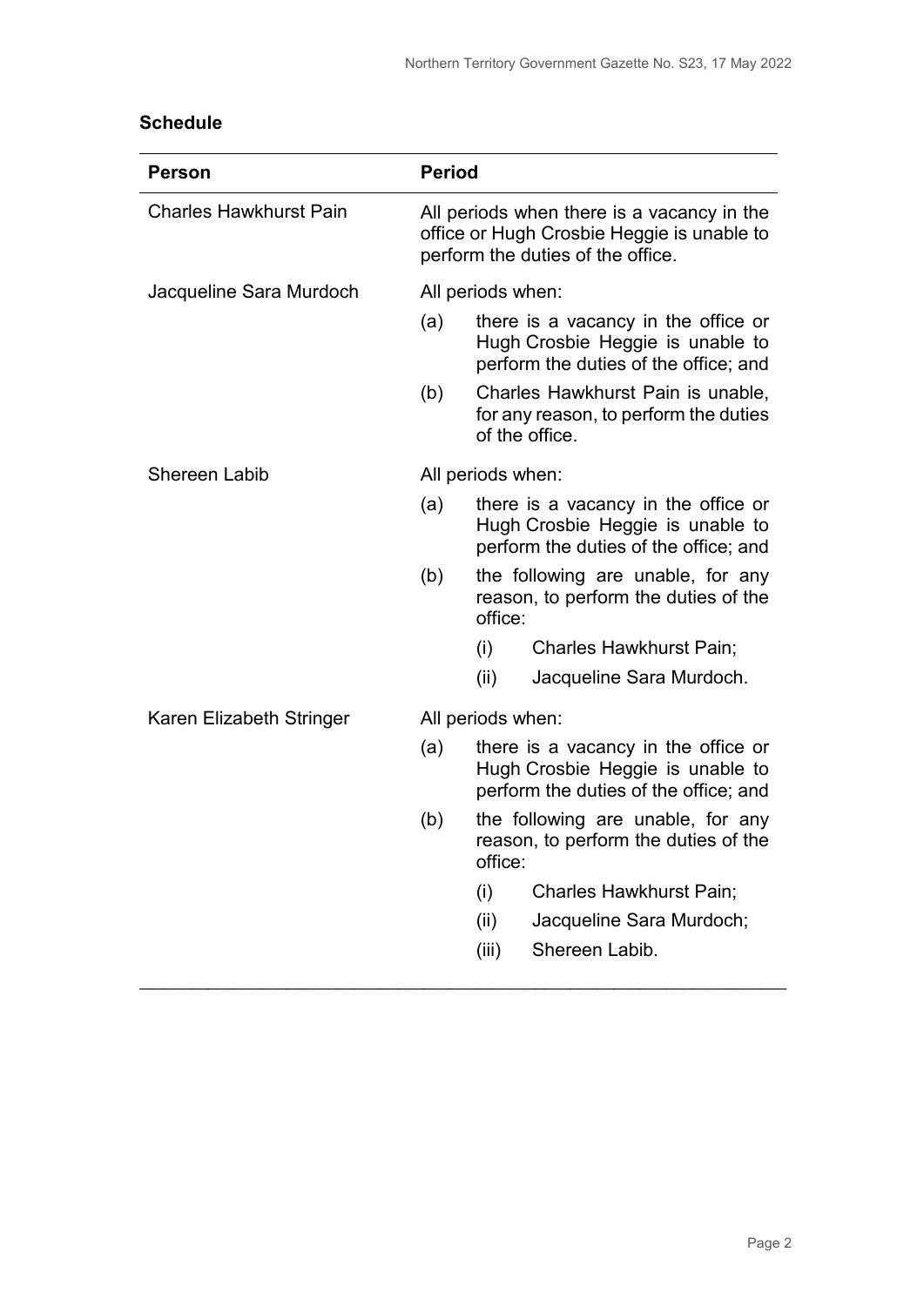**Schedule**

| Person | Period |
|---|---|
| Charles Hawkhurst Pain | All periods when there is a vacancy in the office or Hugh Crosbie Heggie is unable to perform the duties of the office. |
| Jacqueline Sara Murdoch | All periods when:<br>(a) there is a vacancy in the office or Hugh Crosbie Heggie is unable to perform the duties of the office; and<br>(b) Charles Hawkhurst Pain is unable, for any reason, to perform the duties of the office. |
| Shereen Labib | All periods when:<br>(a) there is a vacancy in the office or Hugh Crosbie Heggie is unable to perform the duties of the office; and<br>(b) the following are unable, for any reason, to perform the duties of the office:<br>(i) Charles Hawkhurst Pain;<br>(ii) Jacqueline Sara Murdoch. |
| Karen Elizabeth Stringer | All periods when:<br>(a) there is a vacancy in the office or Hugh Crosbie Heggie is unable to perform the duties of the office; and<br>(b) the following are unable, for any reason, to perform the duties of the office:<br>(i) Charles Hawkhurst Pain;<br>(ii) Jacqueline Sara Murdoch;<br>(iii) Shereen Labib. |